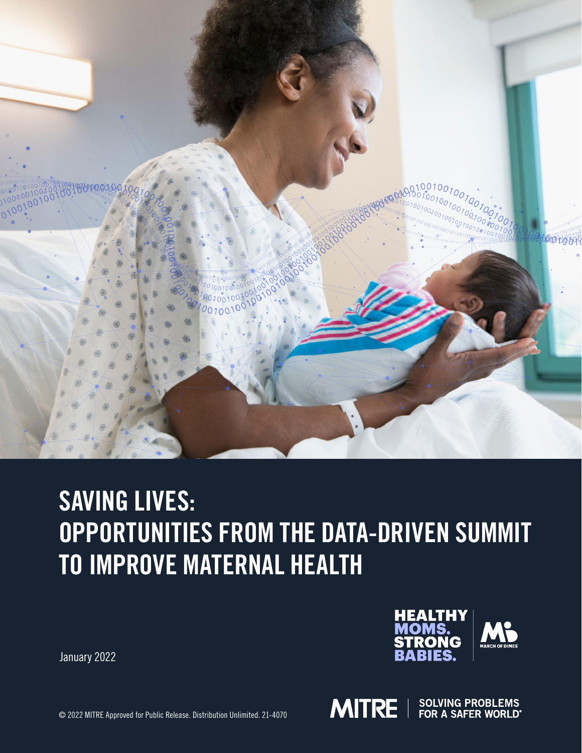# SAVING LIVES: OPPORTUNITIES FROM THE DATA-DRIVEN SUMMIT TO IMPROVE MATERNAL HEALTH

January 2022

HEALTHY MOMS. STRONG BABIES.

MARCH OF DIMES

© 2022 MITRE Approved for Public Release. Distribution Unlimited. 21-4070

MITRE | SOLVING PROBLEMS FOR A SAFER WORLD®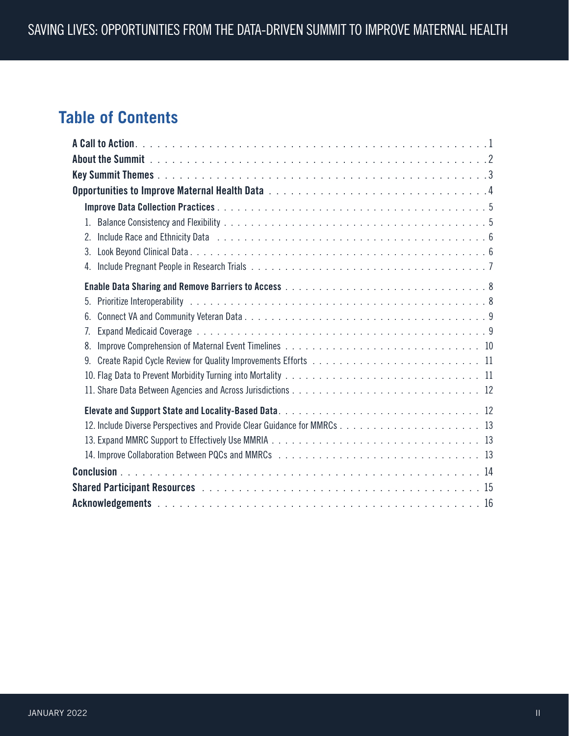# Table of Contents

**A Call to Action** . . . . . 1

**About the Summit** . . . . . 2

**Key Summit Themes** . . . . . 3

**Opportunities to Improve Maternal Health Data** . . . . . 4

- **Improve Data Collection Practices** . . . . . 5
  1. Balance Consistency and Flexibility . . . . . 5
  2. Include Race and Ethnicity Data . . . . . 6
  3. Look Beyond Clinical Data . . . . . 6
  4. Include Pregnant People in Research Trials . . . . . 7
- **Enable Data Sharing and Remove Barriers to Access** . . . . . 8
  5. Prioritize Interoperability . . . . . 8
  6. Connect VA and Community Veteran Data . . . . . 9
  7. Expand Medicaid Coverage . . . . . 9
  8. Improve Comprehension of Maternal Event Timelines . . . . . 10
  9. Create Rapid Cycle Review for Quality Improvements Efforts . . . . . 11
  10. Flag Data to Prevent Morbidity Turning into Mortality . . . . . 11
  11. Share Data Between Agencies and Across Jurisdictions . . . . . 12
- **Elevate and Support State and Locality-Based Data** . . . . . 12
  12. Include Diverse Perspectives and Provide Clear Guidance for MMRCs . . . . . 13
  13. Expand MMRC Support to Effectively Use MMRIA . . . . . 13
  14. Improve Collaboration Between PQCs and MMRCs . . . . . 13

**Conclusion** . . . . . 14

**Shared Participant Resources** . . . . . 15

**Acknowledgements** . . . . . 16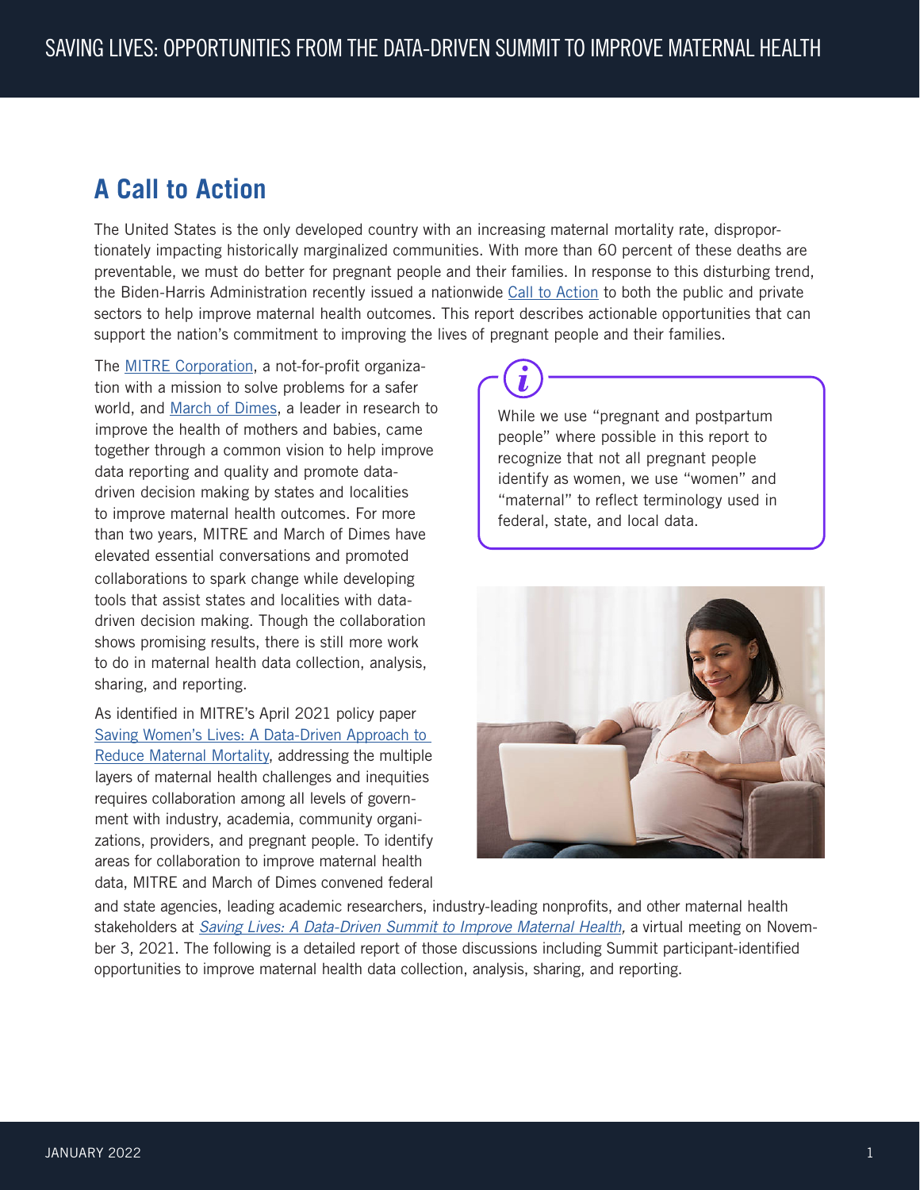## A Call to Action

The United States is the only developed country with an increasing maternal mortality rate, disproportionately impacting historically marginalized communities. With more than 60 percent of these deaths are preventable, we must do better for pregnant people and their families. In response to this disturbing trend, the Biden-Harris Administration recently issued a nationwide Call to Action to both the public and private sectors to help improve maternal health outcomes. This report describes actionable opportunities that can support the nation's commitment to improving the lives of pregnant people and their families.

> While we use "pregnant and postpartum people" where possible in this report to recognize that not all pregnant people identify as women, we use "women" and "maternal" to reflect terminology used in federal, state, and local data.

The MITRE Corporation, a not-for-profit organization with a mission to solve problems for a safer world, and March of Dimes, a leader in research to improve the health of mothers and babies, came together through a common vision to help improve data reporting and quality and promote data-driven decision making by states and localities to improve maternal health outcomes. For more than two years, MITRE and March of Dimes have elevated essential conversations and promoted collaborations to spark change while developing tools that assist states and localities with data-driven decision making. Though the collaboration shows promising results, there is still more work to do in maternal health data collection, analysis, sharing, and reporting.

As identified in MITRE's April 2021 policy paper Saving Women's Lives: A Data-Driven Approach to Reduce Maternal Mortality, addressing the multiple layers of maternal health challenges and inequities requires collaboration among all levels of government with industry, academia, community organizations, providers, and pregnant people. To identify areas for collaboration to improve maternal health data, MITRE and March of Dimes convened federal and state agencies, leading academic researchers, industry-leading nonprofits, and other maternal health stakeholders at *Saving Lives: A Data-Driven Summit to Improve Maternal Health*, a virtual meeting on November 3, 2021. The following is a detailed report of those discussions including Summit participant-identified opportunities to improve maternal health data collection, analysis, sharing, and reporting.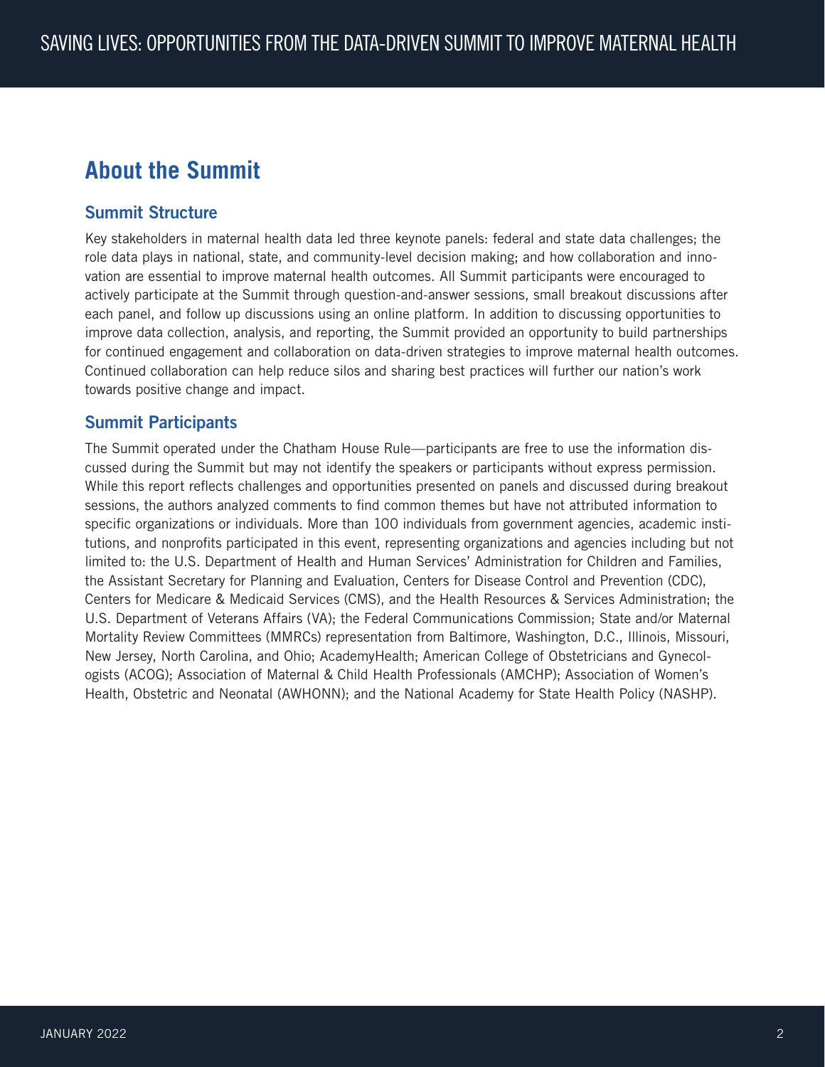# About the Summit

## Summit Structure

Key stakeholders in maternal health data led three keynote panels: federal and state data challenges; the role data plays in national, state, and community-level decision making; and how collaboration and innovation are essential to improve maternal health outcomes. All Summit participants were encouraged to actively participate at the Summit through question-and-answer sessions, small breakout discussions after each panel, and follow up discussions using an online platform. In addition to discussing opportunities to improve data collection, analysis, and reporting, the Summit provided an opportunity to build partnerships for continued engagement and collaboration on data-driven strategies to improve maternal health outcomes. Continued collaboration can help reduce silos and sharing best practices will further our nation's work towards positive change and impact.

## Summit Participants

The Summit operated under the Chatham House Rule—participants are free to use the information discussed during the Summit but may not identify the speakers or participants without express permission. While this report reflects challenges and opportunities presented on panels and discussed during breakout sessions, the authors analyzed comments to find common themes but have not attributed information to specific organizations or individuals. More than 100 individuals from government agencies, academic institutions, and nonprofits participated in this event, representing organizations and agencies including but not limited to: the U.S. Department of Health and Human Services' Administration for Children and Families, the Assistant Secretary for Planning and Evaluation, Centers for Disease Control and Prevention (CDC), Centers for Medicare & Medicaid Services (CMS), and the Health Resources & Services Administration; the U.S. Department of Veterans Affairs (VA); the Federal Communications Commission; State and/or Maternal Mortality Review Committees (MMRCs) representation from Baltimore, Washington, D.C., Illinois, Missouri, New Jersey, North Carolina, and Ohio; AcademyHealth; American College of Obstetricians and Gynecologists (ACOG); Association of Maternal & Child Health Professionals (AMCHP); Association of Women's Health, Obstetric and Neonatal (AWHONN); and the National Academy for State Health Policy (NASHP).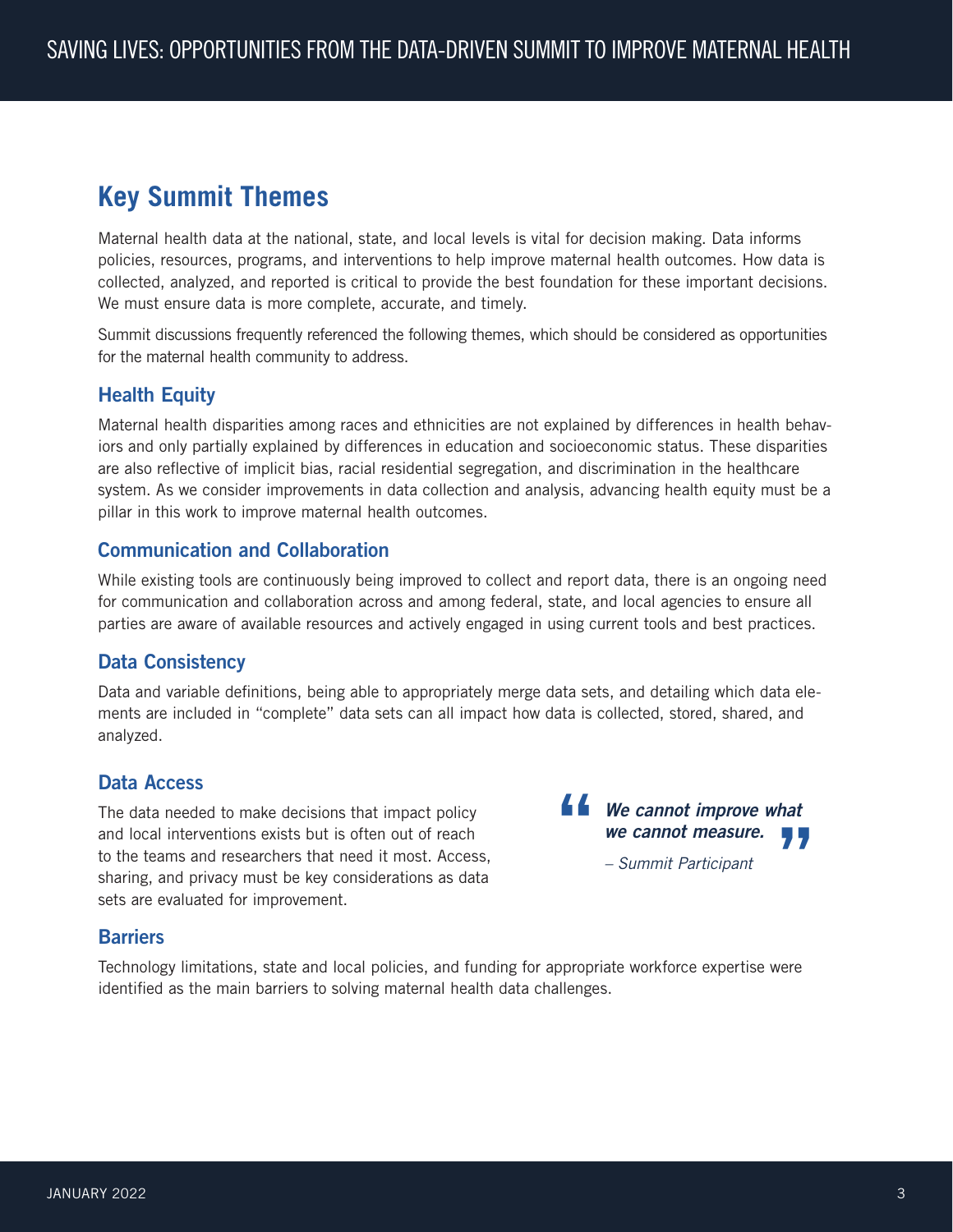## Key Summit Themes

Maternal health data at the national, state, and local levels is vital for decision making. Data informs policies, resources, programs, and interventions to help improve maternal health outcomes. How data is collected, analyzed, and reported is critical to provide the best foundation for these important decisions. We must ensure data is more complete, accurate, and timely.

Summit discussions frequently referenced the following themes, which should be considered as opportunities for the maternal health community to address.

### Health Equity

Maternal health disparities among races and ethnicities are not explained by differences in health behaviors and only partially explained by differences in education and socioeconomic status. These disparities are also reflective of implicit bias, racial residential segregation, and discrimination in the healthcare system. As we consider improvements in data collection and analysis, advancing health equity must be a pillar in this work to improve maternal health outcomes.

### Communication and Collaboration

While existing tools are continuously being improved to collect and report data, there is an ongoing need for communication and collaboration across and among federal, state, and local agencies to ensure all parties are aware of available resources and actively engaged in using current tools and best practices.

### Data Consistency

Data and variable definitions, being able to appropriately merge data sets, and detailing which data elements are included in "complete" data sets can all impact how data is collected, stored, shared, and analyzed.

### Data Access

The data needed to make decisions that impact policy and local interventions exists but is often out of reach to the teams and researchers that need it most. Access, sharing, and privacy must be key considerations as data sets are evaluated for improvement.

> ***"We cannot improve what we cannot measure."***
>
> *– Summit Participant*

### Barriers

Technology limitations, state and local policies, and funding for appropriate workforce expertise were identified as the main barriers to solving maternal health data challenges.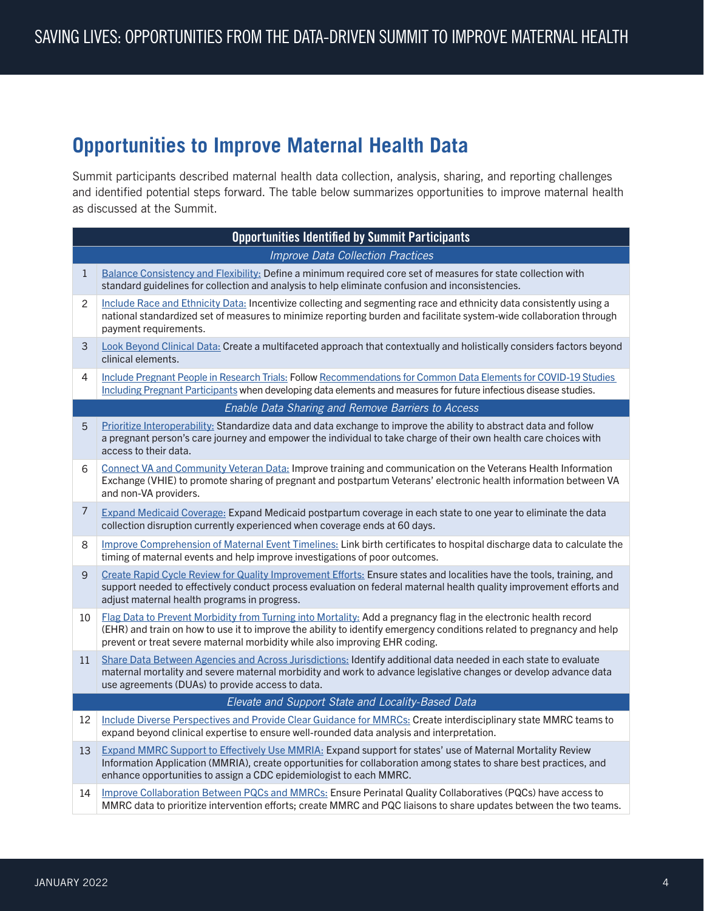## Opportunities to Improve Maternal Health Data

Summit participants described maternal health data collection, analysis, sharing, and reporting challenges and identified potential steps forward. The table below summarizes opportunities to improve maternal health as discussed at the Summit.

| | Opportunities Identified by Summit Participants |
|---|---|
| | *Improve Data Collection Practices* |
| 1 | Balance Consistency and Flexibility: Define a minimum required core set of measures for state collection with standard guidelines for collection and analysis to help eliminate confusion and inconsistencies. |
| 2 | Include Race and Ethnicity Data: Incentivize collecting and segmenting race and ethnicity data consistently using a national standardized set of measures to minimize reporting burden and facilitate system-wide collaboration through payment requirements. |
| 3 | Look Beyond Clinical Data: Create a multifaceted approach that contextually and holistically considers factors beyond clinical elements. |
| 4 | Include Pregnant People in Research Trials: Follow Recommendations for Common Data Elements for COVID-19 Studies Including Pregnant Participants when developing data elements and measures for future infectious disease studies. |
| | *Enable Data Sharing and Remove Barriers to Access* |
| 5 | Prioritize Interoperability: Standardize data and data exchange to improve the ability to abstract data and follow a pregnant person's care journey and empower the individual to take charge of their own health care choices with access to their data. |
| 6 | Connect VA and Community Veteran Data: Improve training and communication on the Veterans Health Information Exchange (VHIE) to promote sharing of pregnant and postpartum Veterans' electronic health information between VA and non-VA providers. |
| 7 | Expand Medicaid Coverage: Expand Medicaid postpartum coverage in each state to one year to eliminate the data collection disruption currently experienced when coverage ends at 60 days. |
| 8 | Improve Comprehension of Maternal Event Timelines: Link birth certificates to hospital discharge data to calculate the timing of maternal events and help improve investigations of poor outcomes. |
| 9 | Create Rapid Cycle Review for Quality Improvement Efforts: Ensure states and localities have the tools, training, and support needed to effectively conduct process evaluation on federal maternal health quality improvement efforts and adjust maternal health programs in progress. |
| 10 | Flag Data to Prevent Morbidity from Turning into Mortality: Add a pregnancy flag in the electronic health record (EHR) and train on how to use it to improve the ability to identify emergency conditions related to pregnancy and help prevent or treat severe maternal morbidity while also improving EHR coding. |
| 11 | Share Data Between Agencies and Across Jurisdictions: Identify additional data needed in each state to evaluate maternal mortality and severe maternal morbidity and work to advance legislative changes or develop advance data use agreements (DUAs) to provide access to data. |
| | *Elevate and Support State and Locality-Based Data* |
| 12 | Include Diverse Perspectives and Provide Clear Guidance for MMRCs: Create interdisciplinary state MMRC teams to expand beyond clinical expertise to ensure well-rounded data analysis and interpretation. |
| 13 | Expand MMRC Support to Effectively Use MMRIA: Expand support for states' use of Maternal Mortality Review Information Application (MMRIA), create opportunities for collaboration among states to share best practices, and enhance opportunities to assign a CDC epidemiologist to each MMRC. |
| 14 | Improve Collaboration Between PQCs and MMRCs: Ensure Perinatal Quality Collaboratives (PQCs) have access to MMRC data to prioritize intervention efforts; create MMRC and PQC liaisons to share updates between the two teams. |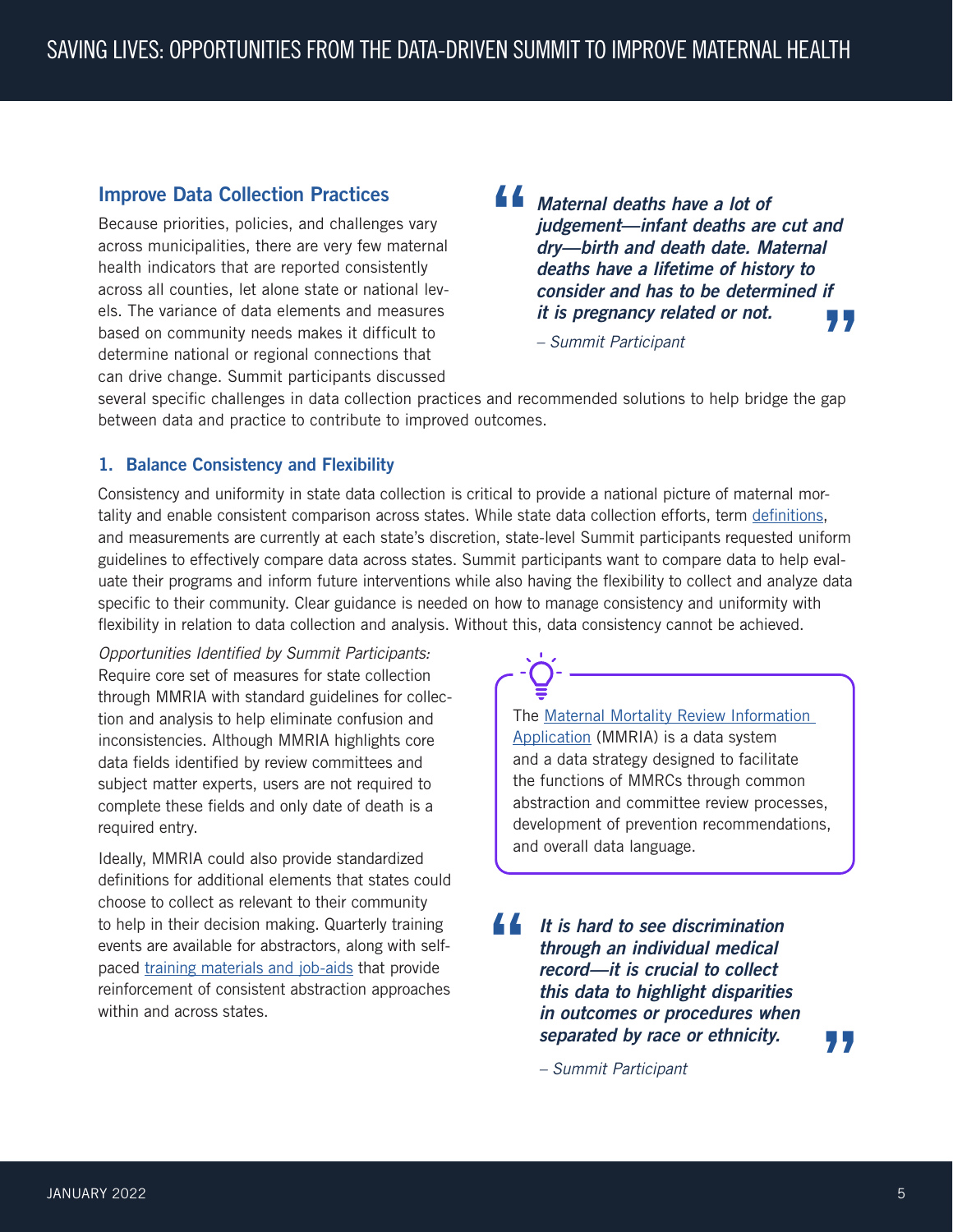## Improve Data Collection Practices

Because priorities, policies, and challenges vary across municipalities, there are very few maternal health indicators that are reported consistently across all counties, let alone state or national levels. The variance of data elements and measures based on community needs makes it difficult to determine national or regional connections that can drive change. Summit participants discussed several specific challenges in data collection practices and recommended solutions to help bridge the gap between data and practice to contribute to improved outcomes.

> ***Maternal deaths have a lot of judgement—infant deaths are cut and dry—birth and death date. Maternal deaths have a lifetime of history to consider and has to be determined if it is pregnancy related or not.***
>
> *– Summit Participant*

### 1. Balance Consistency and Flexibility

Consistency and uniformity in state data collection is critical to provide a national picture of maternal mortality and enable consistent comparison across states. While state data collection efforts, term definitions, and measurements are currently at each state's discretion, state-level Summit participants requested uniform guidelines to effectively compare data across states. Summit participants want to compare data to help evaluate their programs and inform future interventions while also having the flexibility to collect and analyze data specific to their community. Clear guidance is needed on how to manage consistency and uniformity with flexibility in relation to data collection and analysis. Without this, data consistency cannot be achieved.

*Opportunities Identified by Summit Participants:* Require core set of measures for state collection through MMRIA with standard guidelines for collection and analysis to help eliminate confusion and inconsistencies. Although MMRIA highlights core data fields identified by review committees and subject matter experts, users are not required to complete these fields and only date of death is a required entry.

Ideally, MMRIA could also provide standardized definitions for additional elements that states could choose to collect as relevant to their community to help in their decision making. Quarterly training events are available for abstractors, along with self-paced training materials and job-aids that provide reinforcement of consistent abstraction approaches within and across states.

> The Maternal Mortality Review Information Application (MMRIA) is a data system and a data strategy designed to facilitate the functions of MMRCs through common abstraction and committee review processes, development of prevention recommendations, and overall data language.

> ***It is hard to see discrimination through an individual medical record—it is crucial to collect this data to highlight disparities in outcomes or procedures when separated by race or ethnicity.***
>
> *– Summit Participant*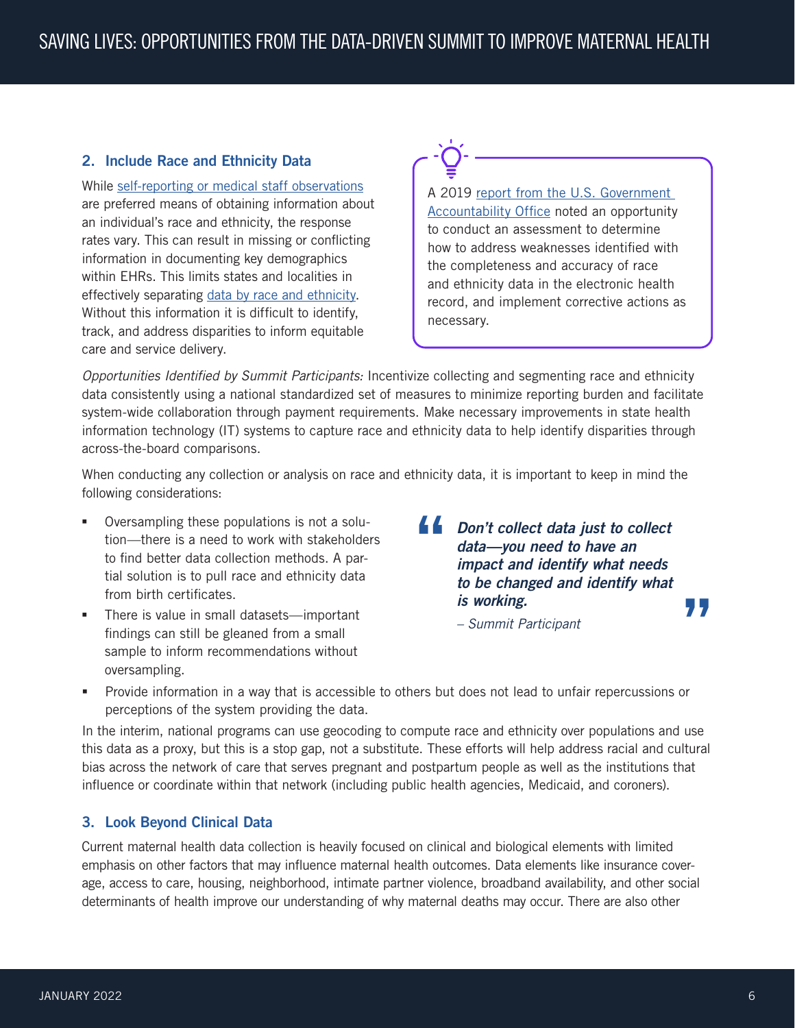### 2. Include Race and Ethnicity Data

While self-reporting or medical staff observations are preferred means of obtaining information about an individual's race and ethnicity, the response rates vary. This can result in missing or conflicting information in documenting key demographics within EHRs. This limits states and localities in effectively separating data by race and ethnicity. Without this information it is difficult to identify, track, and address disparities to inform equitable care and service delivery.

A 2019 report from the U.S. Government Accountability Office noted an opportunity to conduct an assessment to determine how to address weaknesses identified with the completeness and accuracy of race and ethnicity data in the electronic health record, and implement corrective actions as necessary.

*Opportunities Identified by Summit Participants:* Incentivize collecting and segmenting race and ethnicity data consistently using a national standardized set of measures to minimize reporting burden and facilitate system-wide collaboration through payment requirements. Make necessary improvements in state health information technology (IT) systems to capture race and ethnicity data to help identify disparities through across-the-board comparisons.

When conducting any collection or analysis on race and ethnicity data, it is important to keep in mind the following considerations:

- Oversampling these populations is not a solution—there is a need to work with stakeholders to find better data collection methods. A partial solution is to pull race and ethnicity data from birth certificates.
- There is value in small datasets—important findings can still be gleaned from a small sample to inform recommendations without oversampling.
- Provide information in a way that is accessible to others but does not lead to unfair repercussions or perceptions of the system providing the data.

> ***Don't collect data just to collect data—you need to have an impact and identify what needs to be changed and identify what is working.***
>
> *– Summit Participant*

In the interim, national programs can use geocoding to compute race and ethnicity over populations and use this data as a proxy, but this is a stop gap, not a substitute. These efforts will help address racial and cultural bias across the network of care that serves pregnant and postpartum people as well as the institutions that influence or coordinate within that network (including public health agencies, Medicaid, and coroners).

### 3. Look Beyond Clinical Data

Current maternal health data collection is heavily focused on clinical and biological elements with limited emphasis on other factors that may influence maternal health outcomes. Data elements like insurance coverage, access to care, housing, neighborhood, intimate partner violence, broadband availability, and other social determinants of health improve our understanding of why maternal deaths may occur. There are also other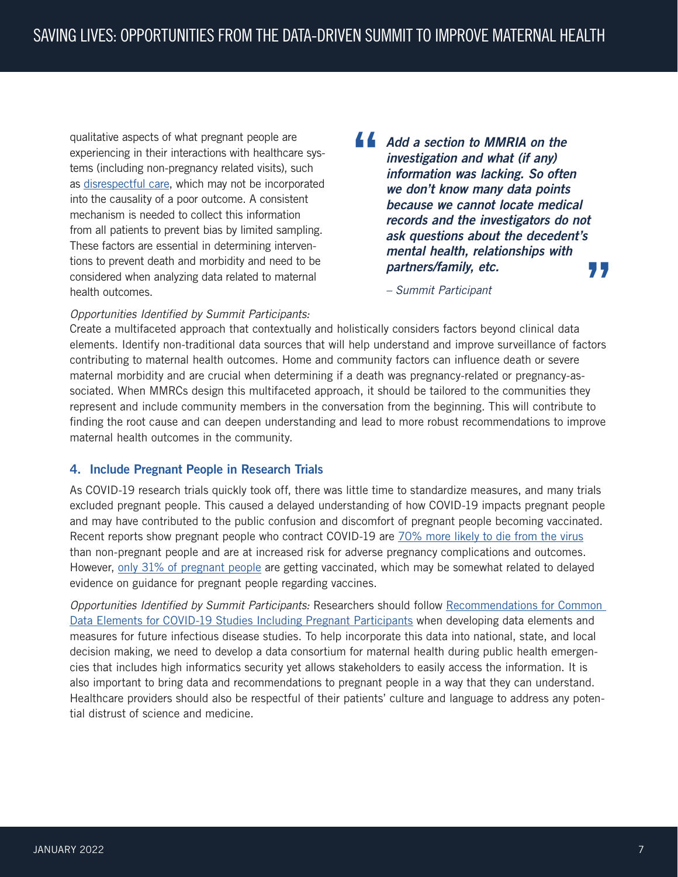qualitative aspects of what pregnant people are experiencing in their interactions with healthcare systems (including non-pregnancy related visits), such as disrespectful care, which may not be incorporated into the causality of a poor outcome. A consistent mechanism is needed to collect this information from all patients to prevent bias by limited sampling. These factors are essential in determining interventions to prevent death and morbidity and need to be considered when analyzing data related to maternal health outcomes.

> ***Add a section to MMRIA on the investigation and what (if any) information was lacking. So often we don't know many data points because we cannot locate medical records and the investigators do not ask questions about the decedent's mental health, relationships with partners/family, etc.***
>
> *– Summit Participant*

*Opportunities Identified by Summit Participants:*
Create a multifaceted approach that contextually and holistically considers factors beyond clinical data elements. Identify non-traditional data sources that will help understand and improve surveillance of factors contributing to maternal health outcomes. Home and community factors can influence death or severe maternal morbidity and are crucial when determining if a death was pregnancy-related or pregnancy-associated. When MMRCs design this multifaceted approach, it should be tailored to the communities they represent and include community members in the conversation from the beginning. This will contribute to finding the root cause and can deepen understanding and lead to more robust recommendations to improve maternal health outcomes in the community.

### 4. Include Pregnant People in Research Trials

As COVID-19 research trials quickly took off, there was little time to standardize measures, and many trials excluded pregnant people. This caused a delayed understanding of how COVID-19 impacts pregnant people and may have contributed to the public confusion and discomfort of pregnant people becoming vaccinated. Recent reports show pregnant people who contract COVID-19 are 70% more likely to die from the virus than non-pregnant people and are at increased risk for adverse pregnancy complications and outcomes. However, only 31% of pregnant people are getting vaccinated, which may be somewhat related to delayed evidence on guidance for pregnant people regarding vaccines.

*Opportunities Identified by Summit Participants:* Researchers should follow Recommendations for Common Data Elements for COVID-19 Studies Including Pregnant Participants when developing data elements and measures for future infectious disease studies. To help incorporate this data into national, state, and local decision making, we need to develop a data consortium for maternal health during public health emergencies that includes high informatics security yet allows stakeholders to easily access the information. It is also important to bring data and recommendations to pregnant people in a way that they can understand. Healthcare providers should also be respectful of their patients' culture and language to address any potential distrust of science and medicine.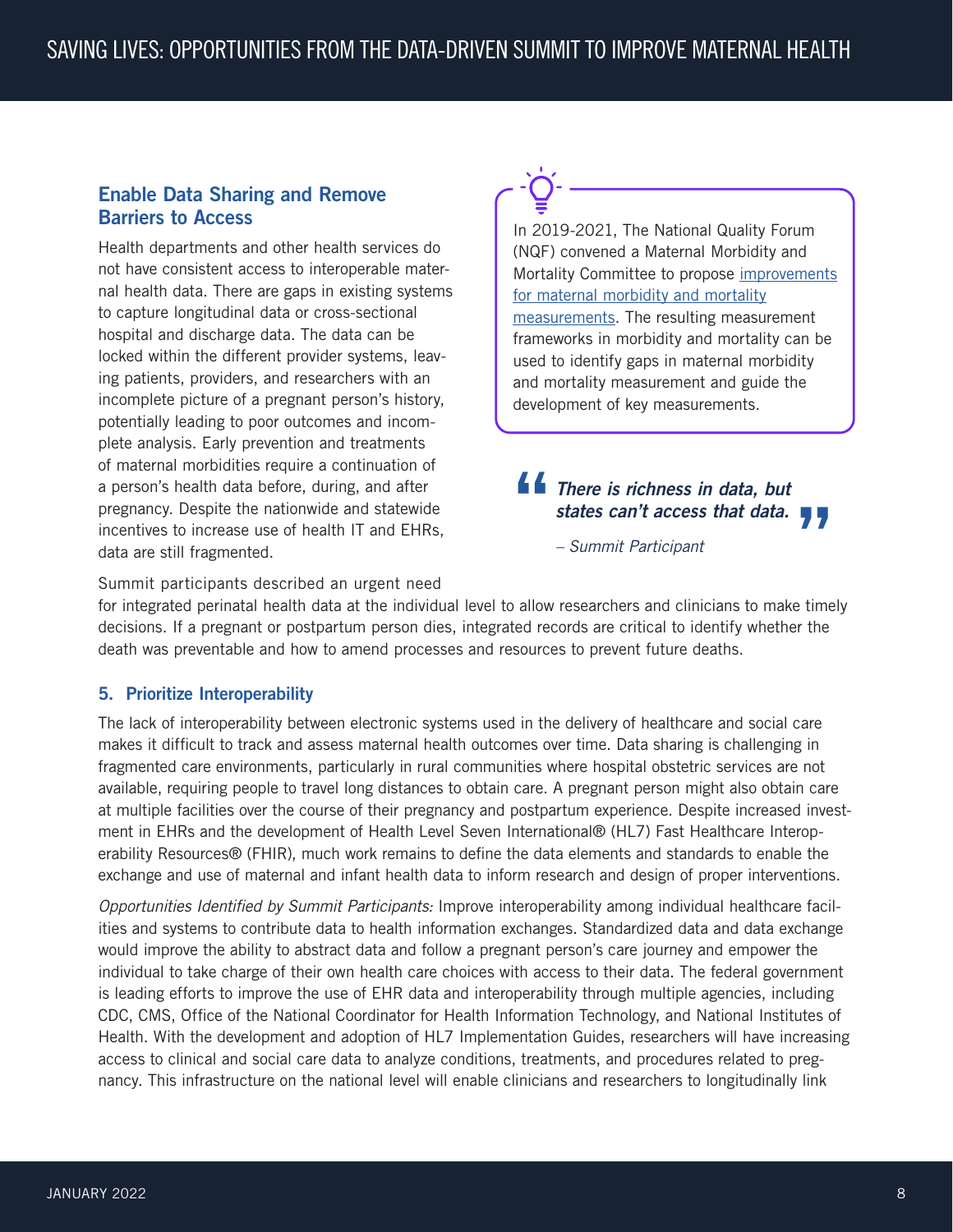## Enable Data Sharing and Remove Barriers to Access

Health departments and other health services do not have consistent access to interoperable maternal health data. There are gaps in existing systems to capture longitudinal data or cross-sectional hospital and discharge data. The data can be locked within the different provider systems, leaving patients, providers, and researchers with an incomplete picture of a pregnant person's history, potentially leading to poor outcomes and incomplete analysis. Early prevention and treatments of maternal morbidities require a continuation of a person's health data before, during, and after pregnancy. Despite the nationwide and statewide incentives to increase use of health IT and EHRs, data are still fragmented.

> In 2019-2021, The National Quality Forum (NQF) convened a Maternal Morbidity and Mortality Committee to propose [improvements for maternal morbidity and mortality measurements](). The resulting measurement frameworks in morbidity and mortality can be used to identify gaps in maternal morbidity and mortality measurement and guide the development of key measurements.

> ***"There is richness in data, but states can't access that data."***
>
> *– Summit Participant*

Summit participants described an urgent need for integrated perinatal health data at the individual level to allow researchers and clinicians to make timely decisions. If a pregnant or postpartum person dies, integrated records are critical to identify whether the death was preventable and how to amend processes and resources to prevent future deaths.

### 5. Prioritize Interoperability

The lack of interoperability between electronic systems used in the delivery of healthcare and social care makes it difficult to track and assess maternal health outcomes over time. Data sharing is challenging in fragmented care environments, particularly in rural communities where hospital obstetric services are not available, requiring people to travel long distances to obtain care. A pregnant person might also obtain care at multiple facilities over the course of their pregnancy and postpartum experience. Despite increased investment in EHRs and the development of Health Level Seven International® (HL7) Fast Healthcare Interoperability Resources® (FHIR), much work remains to define the data elements and standards to enable the exchange and use of maternal and infant health data to inform research and design of proper interventions.

*Opportunities Identified by Summit Participants:* Improve interoperability among individual healthcare facilities and systems to contribute data to health information exchanges. Standardized data and data exchange would improve the ability to abstract data and follow a pregnant person's care journey and empower the individual to take charge of their own health care choices with access to their data. The federal government is leading efforts to improve the use of EHR data and interoperability through multiple agencies, including CDC, CMS, Office of the National Coordinator for Health Information Technology, and National Institutes of Health. With the development and adoption of HL7 Implementation Guides, researchers will have increasing access to clinical and social care data to analyze conditions, treatments, and procedures related to pregnancy. This infrastructure on the national level will enable clinicians and researchers to longitudinally link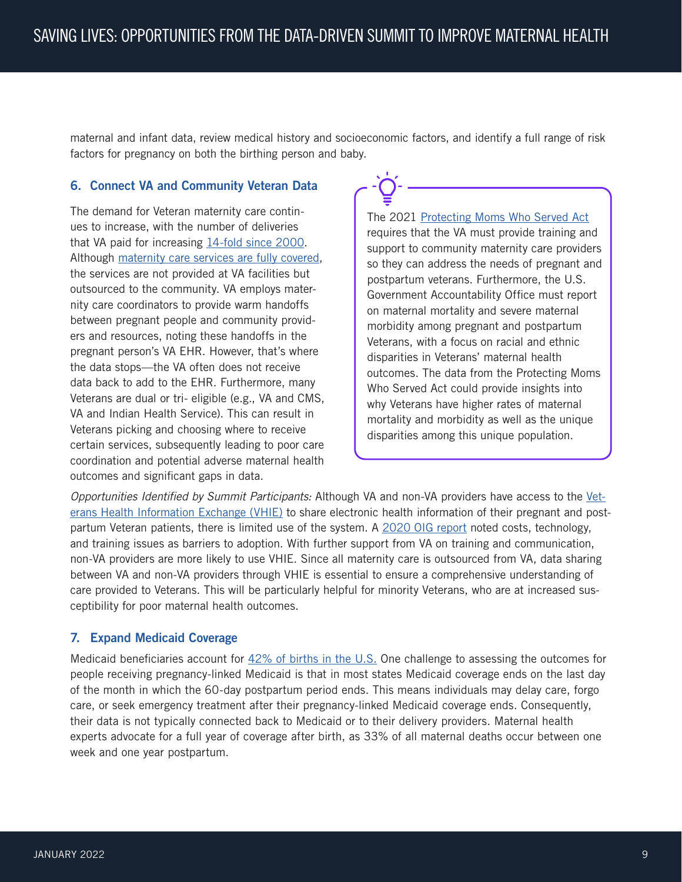maternal and infant data, review medical history and socioeconomic factors, and identify a full range of risk factors for pregnancy on both the birthing person and baby.

### 6. Connect VA and Community Veteran Data

The demand for Veteran maternity care continues to increase, with the number of deliveries that VA paid for increasing 14-fold since 2000. Although maternity care services are fully covered, the services are not provided at VA facilities but outsourced to the community. VA employs maternity care coordinators to provide warm handoffs between pregnant people and community providers and resources, noting these handoffs in the pregnant person's VA EHR. However, that's where the data stops—the VA often does not receive data back to add to the EHR. Furthermore, many Veterans are dual or tri- eligible (e.g., VA and CMS, VA and Indian Health Service). This can result in Veterans picking and choosing where to receive certain services, subsequently leading to poor care coordination and potential adverse maternal health outcomes and significant gaps in data.

> The 2021 Protecting Moms Who Served Act requires that the VA must provide training and support to community maternity care providers so they can address the needs of pregnant and postpartum veterans. Furthermore, the U.S. Government Accountability Office must report on maternal mortality and severe maternal morbidity among pregnant and postpartum Veterans, with a focus on racial and ethnic disparities in Veterans' maternal health outcomes. The data from the Protecting Moms Who Served Act could provide insights into why Veterans have higher rates of maternal mortality and morbidity as well as the unique disparities among this unique population.

*Opportunities Identified by Summit Participants:* Although VA and non-VA providers have access to the Veterans Health Information Exchange (VHIE) to share electronic health information of their pregnant and postpartum Veteran patients, there is limited use of the system. A 2020 OIG report noted costs, technology, and training issues as barriers to adoption. With further support from VA on training and communication, non-VA providers are more likely to use VHIE. Since all maternity care is outsourced from VA, data sharing between VA and non-VA providers through VHIE is essential to ensure a comprehensive understanding of care provided to Veterans. This will be particularly helpful for minority Veterans, who are at increased susceptibility for poor maternal health outcomes.

### 7. Expand Medicaid Coverage

Medicaid beneficiaries account for 42% of births in the U.S. One challenge to assessing the outcomes for people receiving pregnancy-linked Medicaid is that in most states Medicaid coverage ends on the last day of the month in which the 60-day postpartum period ends. This means individuals may delay care, forgo care, or seek emergency treatment after their pregnancy-linked Medicaid coverage ends. Consequently, their data is not typically connected back to Medicaid or to their delivery providers. Maternal health experts advocate for a full year of coverage after birth, as 33% of all maternal deaths occur between one week and one year postpartum.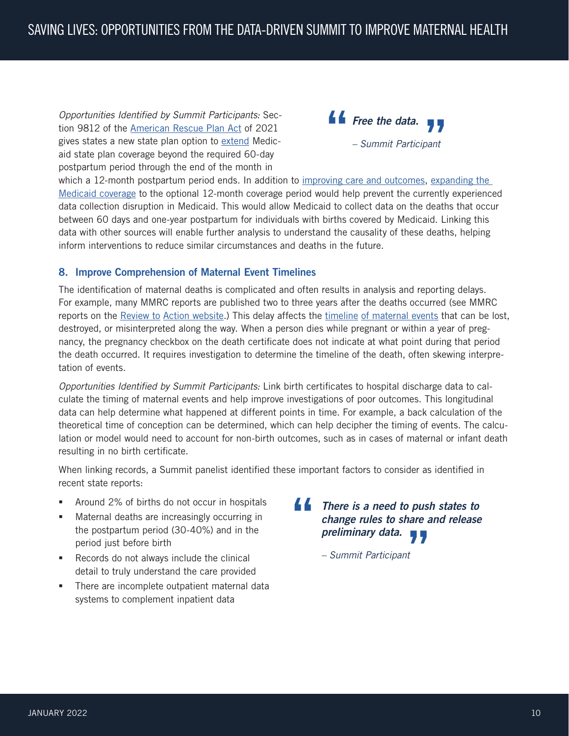*Opportunities Identified by Summit Participants:* Section 9812 of the American Rescue Plan Act of 2021 gives states a new state plan option to extend Medicaid state plan coverage beyond the required 60-day postpartum period through the end of the month in which a 12-month postpartum period ends. In addition to improving care and outcomes, expanding the Medicaid coverage to the optional 12-month coverage period would help prevent the currently experienced data collection disruption in Medicaid. This would allow Medicaid to collect data on the deaths that occur between 60 days and one-year postpartum for individuals with births covered by Medicaid. Linking this data with other sources will enable further analysis to understand the causality of these deaths, helping inform interventions to reduce similar circumstances and deaths in the future.

> ***Free the data.***
>
> *– Summit Participant*

### 8. Improve Comprehension of Maternal Event Timelines

The identification of maternal deaths is complicated and often results in analysis and reporting delays. For example, many MMRC reports are published two to three years after the deaths occurred (see MMRC reports on the Review to Action website.) This delay affects the timeline of maternal events that can be lost, destroyed, or misinterpreted along the way. When a person dies while pregnant or within a year of pregnancy, the pregnancy checkbox on the death certificate does not indicate at what point during that period the death occurred. It requires investigation to determine the timeline of the death, often skewing interpretation of events.

*Opportunities Identified by Summit Participants:* Link birth certificates to hospital discharge data to calculate the timing of maternal events and help improve investigations of poor outcomes. This longitudinal data can help determine what happened at different points in time. For example, a back calculation of the theoretical time of conception can be determined, which can help decipher the timing of events. The calculation or model would need to account for non-birth outcomes, such as in cases of maternal or infant death resulting in no birth certificate.

When linking records, a Summit panelist identified these important factors to consider as identified in recent state reports:

- Around 2% of births do not occur in hospitals
- Maternal deaths are increasingly occurring in the postpartum period (30-40%) and in the period just before birth
- Records do not always include the clinical detail to truly understand the care provided
- There are incomplete outpatient maternal data systems to complement inpatient data

> ***There is a need to push states to change rules to share and release preliminary data.***
>
> *– Summit Participant*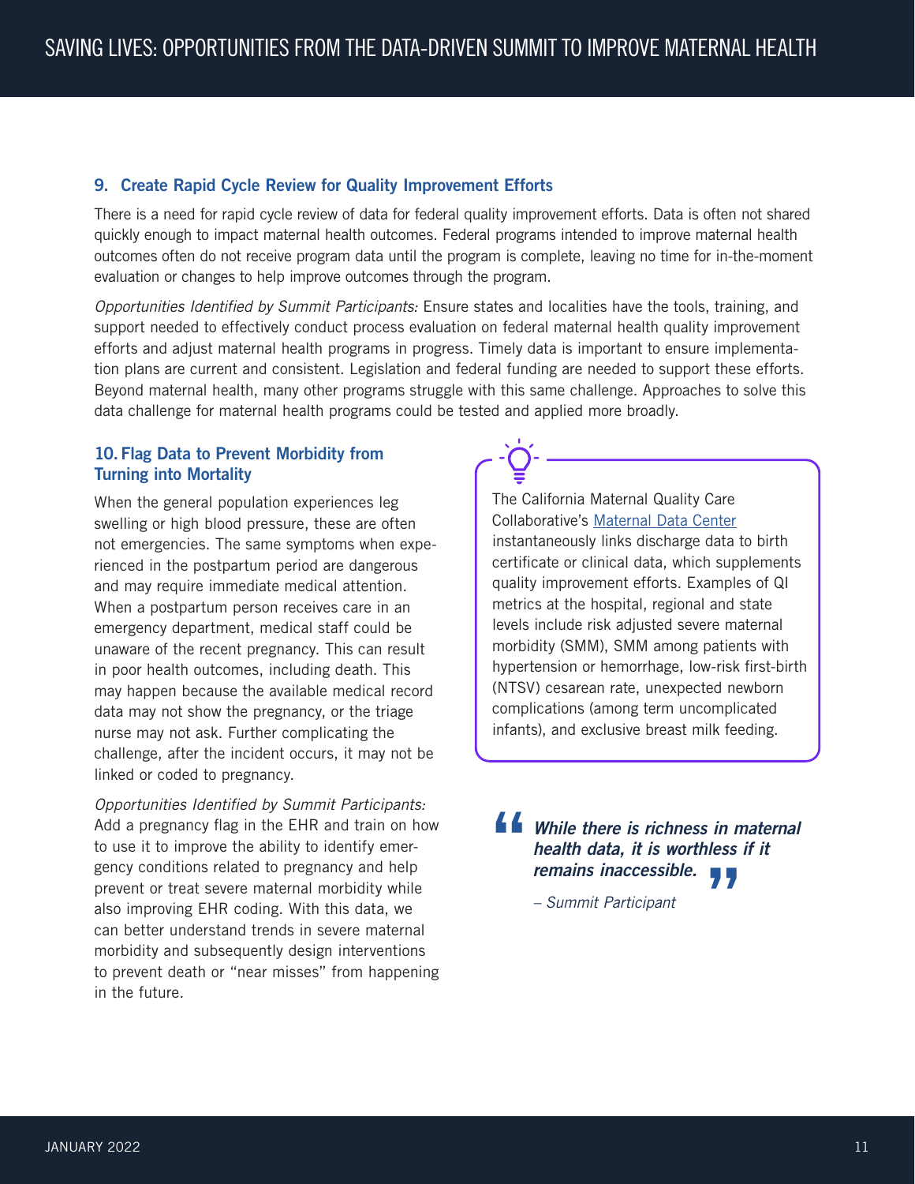### 9. Create Rapid Cycle Review for Quality Improvement Efforts

There is a need for rapid cycle review of data for federal quality improvement efforts. Data is often not shared quickly enough to impact maternal health outcomes. Federal programs intended to improve maternal health outcomes often do not receive program data until the program is complete, leaving no time for in-the-moment evaluation or changes to help improve outcomes through the program.

*Opportunities Identified by Summit Participants:* Ensure states and localities have the tools, training, and support needed to effectively conduct process evaluation on federal maternal health quality improvement efforts and adjust maternal health programs in progress. Timely data is important to ensure implementation plans are current and consistent. Legislation and federal funding are needed to support these efforts. Beyond maternal health, many other programs struggle with this same challenge. Approaches to solve this data challenge for maternal health programs could be tested and applied more broadly.

### 10. Flag Data to Prevent Morbidity from Turning into Mortality

When the general population experiences leg swelling or high blood pressure, these are often not emergencies. The same symptoms when experienced in the postpartum period are dangerous and may require immediate medical attention. When a postpartum person receives care in an emergency department, medical staff could be unaware of the recent pregnancy. This can result in poor health outcomes, including death. This may happen because the available medical record data may not show the pregnancy, or the triage nurse may not ask. Further complicating the challenge, after the incident occurs, it may not be linked or coded to pregnancy.

*Opportunities Identified by Summit Participants:* Add a pregnancy flag in the EHR and train on how to use it to improve the ability to identify emergency conditions related to pregnancy and help prevent or treat severe maternal morbidity while also improving EHR coding. With this data, we can better understand trends in severe maternal morbidity and subsequently design interventions to prevent death or "near misses" from happening in the future.

The California Maternal Quality Care Collaborative's [Maternal Data Center] instantaneously links discharge data to birth certificate or clinical data, which supplements quality improvement efforts. Examples of QI metrics at the hospital, regional and state levels include risk adjusted severe maternal morbidity (SMM), SMM among patients with hypertension or hemorrhage, low-risk first-birth (NTSV) cesarean rate, unexpected newborn complications (among term uncomplicated infants), and exclusive breast milk feeding.

> ***While there is richness in maternal health data, it is worthless if it remains inaccessible.***
>
> *– Summit Participant*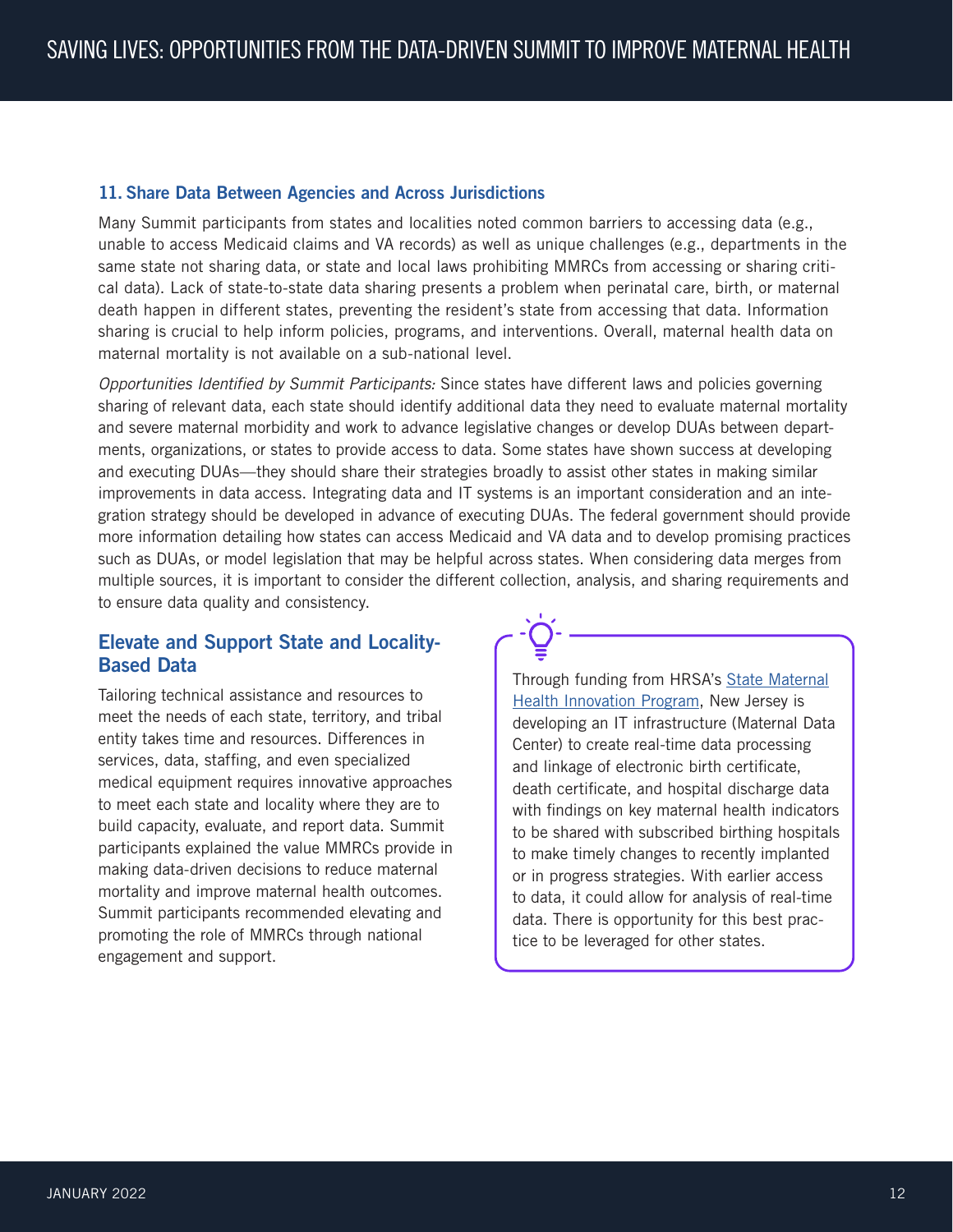### 11. Share Data Between Agencies and Across Jurisdictions

Many Summit participants from states and localities noted common barriers to accessing data (e.g., unable to access Medicaid claims and VA records) as well as unique challenges (e.g., departments in the same state not sharing data, or state and local laws prohibiting MMRCs from accessing or sharing critical data). Lack of state-to-state data sharing presents a problem when perinatal care, birth, or maternal death happen in different states, preventing the resident's state from accessing that data. Information sharing is crucial to help inform policies, programs, and interventions. Overall, maternal health data on maternal mortality is not available on a sub-national level.

*Opportunities Identified by Summit Participants:* Since states have different laws and policies governing sharing of relevant data, each state should identify additional data they need to evaluate maternal mortality and severe maternal morbidity and work to advance legislative changes or develop DUAs between departments, organizations, or states to provide access to data. Some states have shown success at developing and executing DUAs—they should share their strategies broadly to assist other states in making similar improvements in data access. Integrating data and IT systems is an important consideration and an integration strategy should be developed in advance of executing DUAs. The federal government should provide more information detailing how states can access Medicaid and VA data and to develop promising practices such as DUAs, or model legislation that may be helpful across states. When considering data merges from multiple sources, it is important to consider the different collection, analysis, and sharing requirements and to ensure data quality and consistency.

## Elevate and Support State and Locality-Based Data

Tailoring technical assistance and resources to meet the needs of each state, territory, and tribal entity takes time and resources. Differences in services, data, staffing, and even specialized medical equipment requires innovative approaches to meet each state and locality where they are to build capacity, evaluate, and report data. Summit participants explained the value MMRCs provide in making data-driven decisions to reduce maternal mortality and improve maternal health outcomes. Summit participants recommended elevating and promoting the role of MMRCs through national engagement and support.

Through funding from HRSA's State Maternal Health Innovation Program, New Jersey is developing an IT infrastructure (Maternal Data Center) to create real-time data processing and linkage of electronic birth certificate, death certificate, and hospital discharge data with findings on key maternal health indicators to be shared with subscribed birthing hospitals to make timely changes to recently implanted or in progress strategies. With earlier access to data, it could allow for analysis of real-time data. There is opportunity for this best practice to be leveraged for other states.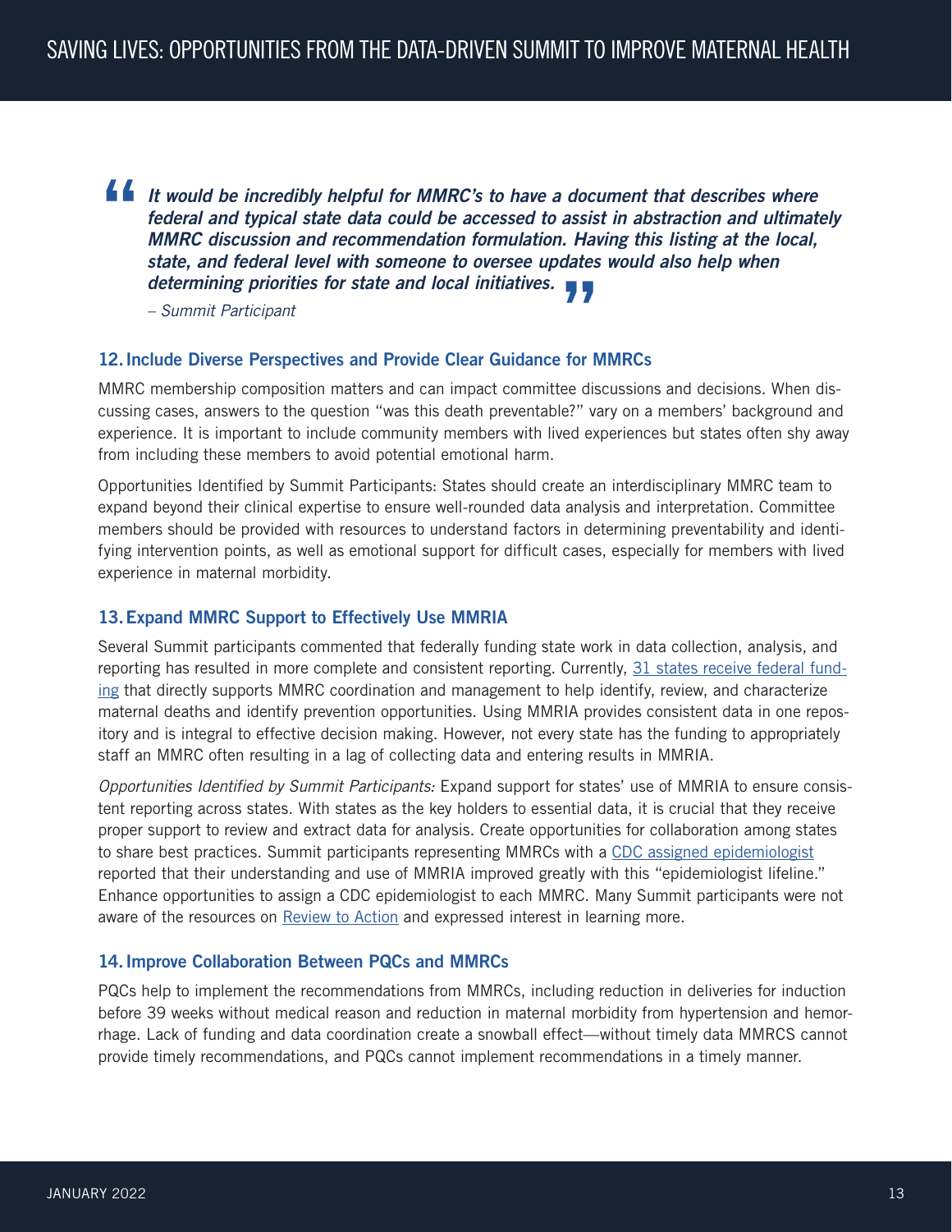> ***It would be incredibly helpful for MMRC's to have a document that describes where federal and typical state data could be accessed to assist in abstraction and ultimately MMRC discussion and recommendation formulation. Having this listing at the local, state, and federal level with someone to oversee updates would also help when determining priorities for state and local initiatives.***
>
> *– Summit Participant*

### 12. Include Diverse Perspectives and Provide Clear Guidance for MMRCs

MMRC membership composition matters and can impact committee discussions and decisions. When discussing cases, answers to the question "was this death preventable?" vary on a members' background and experience. It is important to include community members with lived experiences but states often shy away from including these members to avoid potential emotional harm.

Opportunities Identified by Summit Participants: States should create an interdisciplinary MMRC team to expand beyond their clinical expertise to ensure well-rounded data analysis and interpretation. Committee members should be provided with resources to understand factors in determining preventability and identifying intervention points, as well as emotional support for difficult cases, especially for members with lived experience in maternal morbidity.

### 13. Expand MMRC Support to Effectively Use MMRIA

Several Summit participants commented that federally funding state work in data collection, analysis, and reporting has resulted in more complete and consistent reporting. Currently, [31 states receive federal funding](#) that directly supports MMRC coordination and management to help identify, review, and characterize maternal deaths and identify prevention opportunities. Using MMRIA provides consistent data in one repository and is integral to effective decision making. However, not every state has the funding to appropriately staff an MMRC often resulting in a lag of collecting data and entering results in MMRIA.

*Opportunities Identified by Summit Participants:* Expand support for states' use of MMRIA to ensure consistent reporting across states. With states as the key holders to essential data, it is crucial that they receive proper support to review and extract data for analysis. Create opportunities for collaboration among states to share best practices. Summit participants representing MMRCs with a [CDC assigned epidemiologist](#) reported that their understanding and use of MMRIA improved greatly with this "epidemiologist lifeline." Enhance opportunities to assign a CDC epidemiologist to each MMRC. Many Summit participants were not aware of the resources on [Review to Action](#) and expressed interest in learning more.

### 14. Improve Collaboration Between PQCs and MMRCs

PQCs help to implement the recommendations from MMRCs, including reduction in deliveries for induction before 39 weeks without medical reason and reduction in maternal morbidity from hypertension and hemorrhage. Lack of funding and data coordination create a snowball effect—without timely data MMRCS cannot provide timely recommendations, and PQCs cannot implement recommendations in a timely manner.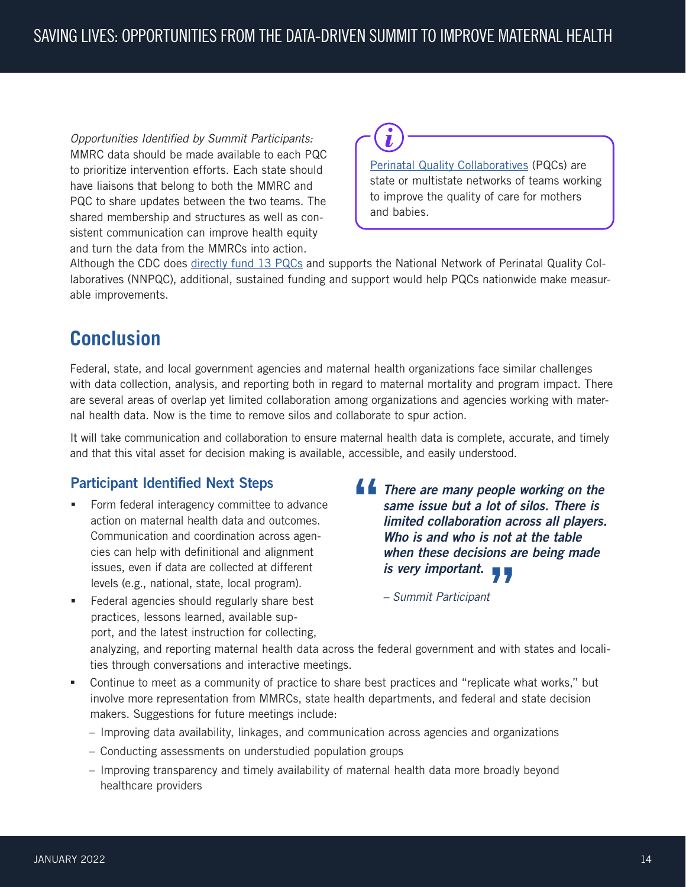*Opportunities Identified by Summit Participants:* MMRC data should be made available to each PQC to prioritize intervention efforts. Each state should have liaisons that belong to both the MMRC and PQC to share updates between the two teams. The shared membership and structures as well as consistent communication can improve health equity and turn the data from the MMRCs into action. Although the CDC does directly fund 13 PQCs and supports the National Network of Perinatal Quality Collaboratives (NNPQC), additional, sustained funding and support would help PQCs nationwide make measurable improvements.

Perinatal Quality Collaboratives (PQCs) are state or multistate networks of teams working to improve the quality of care for mothers and babies.

## Conclusion

Federal, state, and local government agencies and maternal health organizations face similar challenges with data collection, analysis, and reporting both in regard to maternal mortality and program impact. There are several areas of overlap yet limited collaboration among organizations and agencies working with maternal health data. Now is the time to remove silos and collaborate to spur action.

It will take communication and collaboration to ensure maternal health data is complete, accurate, and timely and that this vital asset for decision making is available, accessible, and easily understood.

### Participant Identified Next Steps

- Form federal interagency committee to advance action on maternal health data and outcomes. Communication and coordination across agencies can help with definitional and alignment issues, even if data are collected at different levels (e.g., national, state, local program).
- Federal agencies should regularly share best practices, lessons learned, available support, and the latest instruction for collecting, analyzing, and reporting maternal health data across the federal government and with states and localities through conversations and interactive meetings.
- Continue to meet as a community of practice to share best practices and "replicate what works," but involve more representation from MMRCs, state health departments, and federal and state decision makers. Suggestions for future meetings include:
  - Improving data availability, linkages, and communication across agencies and organizations
  - Conducting assessments on understudied population groups
  - Improving transparency and timely availability of maternal health data more broadly beyond healthcare providers

> ***"There are many people working on the same issue but a lot of silos. There is limited collaboration across all players. Who is and who is not at the table when these decisions are being made is very important."***
>
> *– Summit Participant*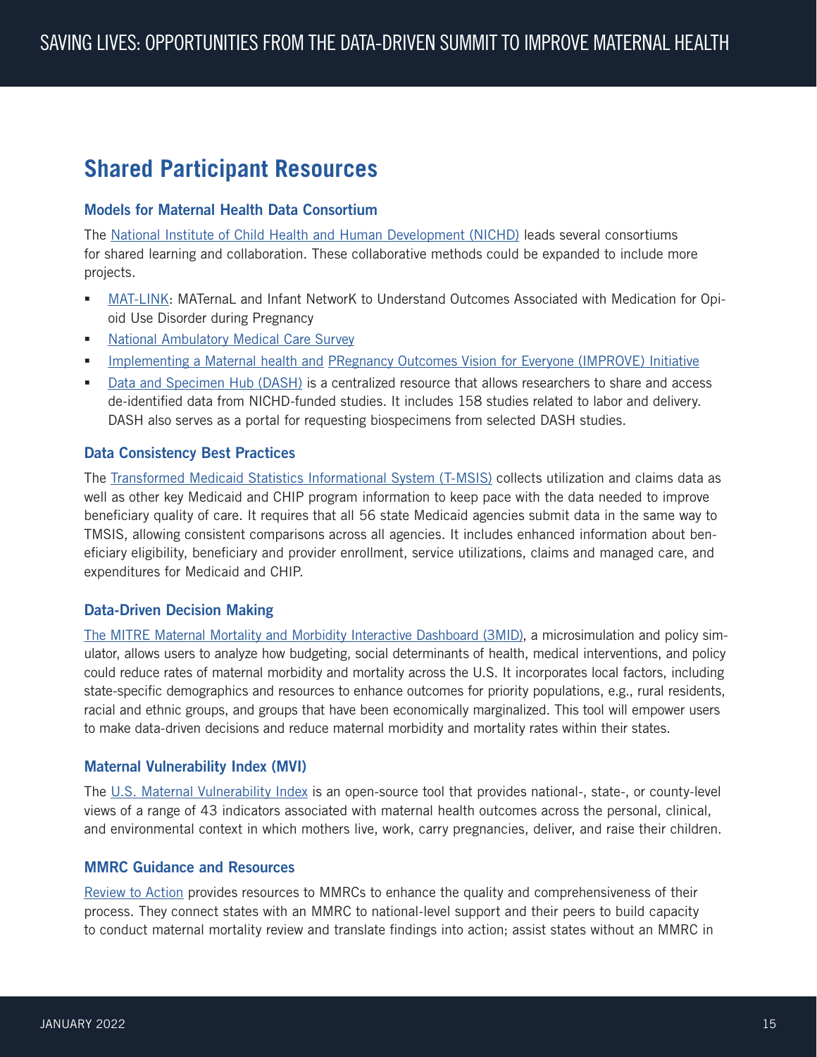## Shared Participant Resources

### Models for Maternal Health Data Consortium

The National Institute of Child Health and Human Development (NICHD) leads several consortiums for shared learning and collaboration. These collaborative methods could be expanded to include more projects.

- MAT-LINK: MATernaL and Infant NetworK to Understand Outcomes Associated with Medication for Opioid Use Disorder during Pregnancy
- National Ambulatory Medical Care Survey
- Implementing a Maternal health and PRegnancy Outcomes Vision for Everyone (IMPROVE) Initiative
- Data and Specimen Hub (DASH) is a centralized resource that allows researchers to share and access de-identified data from NICHD-funded studies. It includes 158 studies related to labor and delivery. DASH also serves as a portal for requesting biospecimens from selected DASH studies.

### Data Consistency Best Practices

The Transformed Medicaid Statistics Informational System (T-MSIS) collects utilization and claims data as well as other key Medicaid and CHIP program information to keep pace with the data needed to improve beneficiary quality of care. It requires that all 56 state Medicaid agencies submit data in the same way to TMSIS, allowing consistent comparisons across all agencies. It includes enhanced information about beneficiary eligibility, beneficiary and provider enrollment, service utilizations, claims and managed care, and expenditures for Medicaid and CHIP.

### Data-Driven Decision Making

The MITRE Maternal Mortality and Morbidity Interactive Dashboard (3MID), a microsimulation and policy simulator, allows users to analyze how budgeting, social determinants of health, medical interventions, and policy could reduce rates of maternal morbidity and mortality across the U.S. It incorporates local factors, including state-specific demographics and resources to enhance outcomes for priority populations, e.g., rural residents, racial and ethnic groups, and groups that have been economically marginalized. This tool will empower users to make data-driven decisions and reduce maternal morbidity and mortality rates within their states.

### Maternal Vulnerability Index (MVI)

The U.S. Maternal Vulnerability Index is an open-source tool that provides national-, state-, or county-level views of a range of 43 indicators associated with maternal health outcomes across the personal, clinical, and environmental context in which mothers live, work, carry pregnancies, deliver, and raise their children.

### MMRC Guidance and Resources

Review to Action provides resources to MMRCs to enhance the quality and comprehensiveness of their process. They connect states with an MMRC to national-level support and their peers to build capacity to conduct maternal mortality review and translate findings into action; assist states without an MMRC in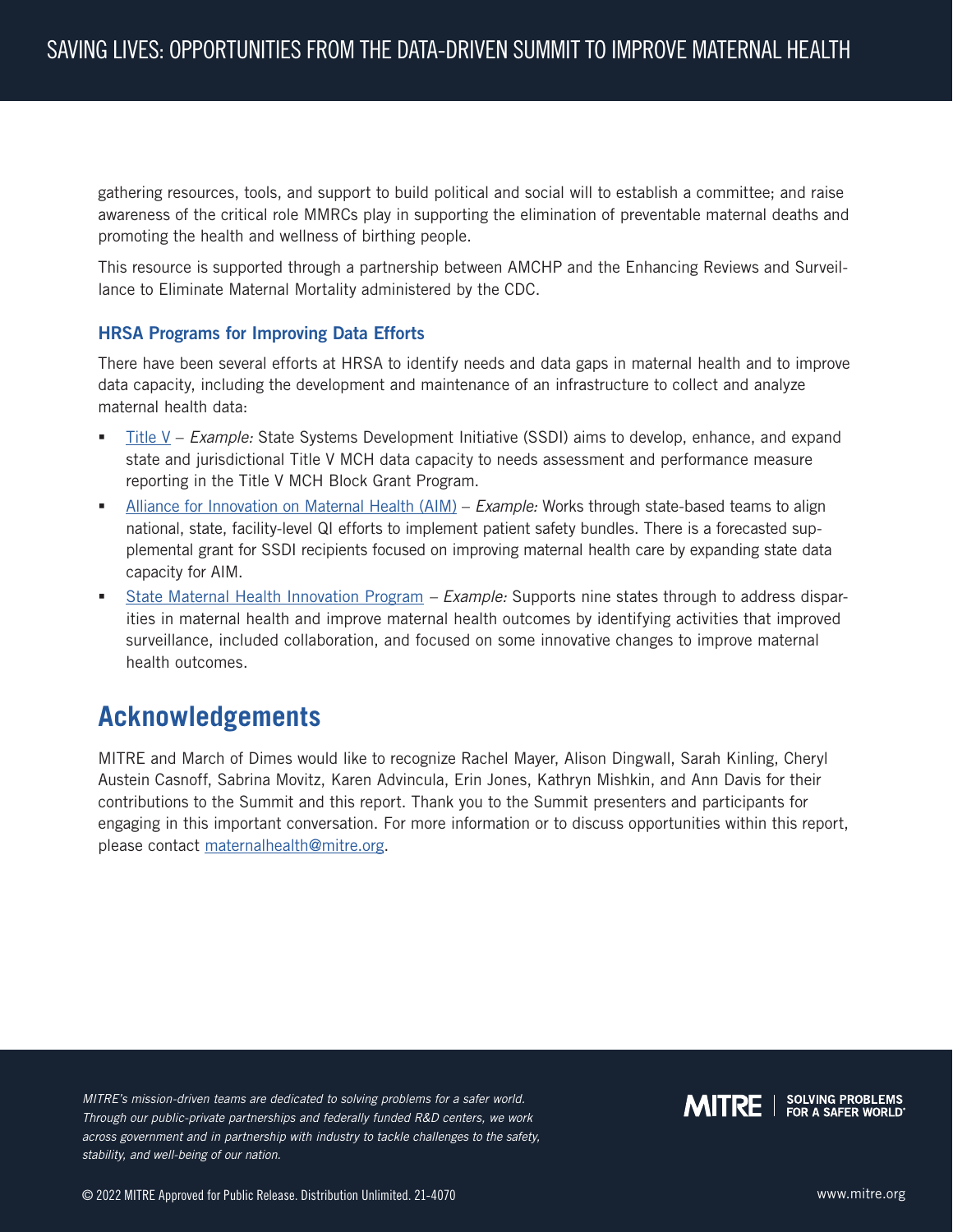gathering resources, tools, and support to build political and social will to establish a committee; and raise awareness of the critical role MMRCs play in supporting the elimination of preventable maternal deaths and promoting the health and wellness of birthing people.

This resource is supported through a partnership between AMCHP and the Enhancing Reviews and Surveillance to Eliminate Maternal Mortality administered by the CDC.

### HRSA Programs for Improving Data Efforts

There have been several efforts at HRSA to identify needs and data gaps in maternal health and to improve data capacity, including the development and maintenance of an infrastructure to collect and analyze maternal health data:

- Title V – *Example:* State Systems Development Initiative (SSDI) aims to develop, enhance, and expand state and jurisdictional Title V MCH data capacity to needs assessment and performance measure reporting in the Title V MCH Block Grant Program.
- Alliance for Innovation on Maternal Health (AIM) – *Example:* Works through state-based teams to align national, state, facility-level QI efforts to implement patient safety bundles. There is a forecasted supplemental grant for SSDI recipients focused on improving maternal health care by expanding state data capacity for AIM.
- State Maternal Health Innovation Program – *Example:* Supports nine states through to address disparities in maternal health and improve maternal health outcomes by identifying activities that improved surveillance, included collaboration, and focused on some innovative changes to improve maternal health outcomes.

## Acknowledgements

MITRE and March of Dimes would like to recognize Rachel Mayer, Alison Dingwall, Sarah Kinling, Cheryl Austein Casnoff, Sabrina Movitz, Karen Advincula, Erin Jones, Kathryn Mishkin, and Ann Davis for their contributions to the Summit and this report. Thank you to the Summit presenters and participants for engaging in this important conversation. For more information or to discuss opportunities within this report, please contact maternalhealth@mitre.org.

*MITRE's mission-driven teams are dedicated to solving problems for a safer world. Through our public-private partnerships and federally funded R&D centers, we work across government and in partnership with industry to tackle challenges to the safety, stability, and well-being of our nation.*

MITRE | SOLVING PROBLEMS FOR A SAFER WORLD®

© 2022 MITRE Approved for Public Release. Distribution Unlimited. 21-4070

www.mitre.org